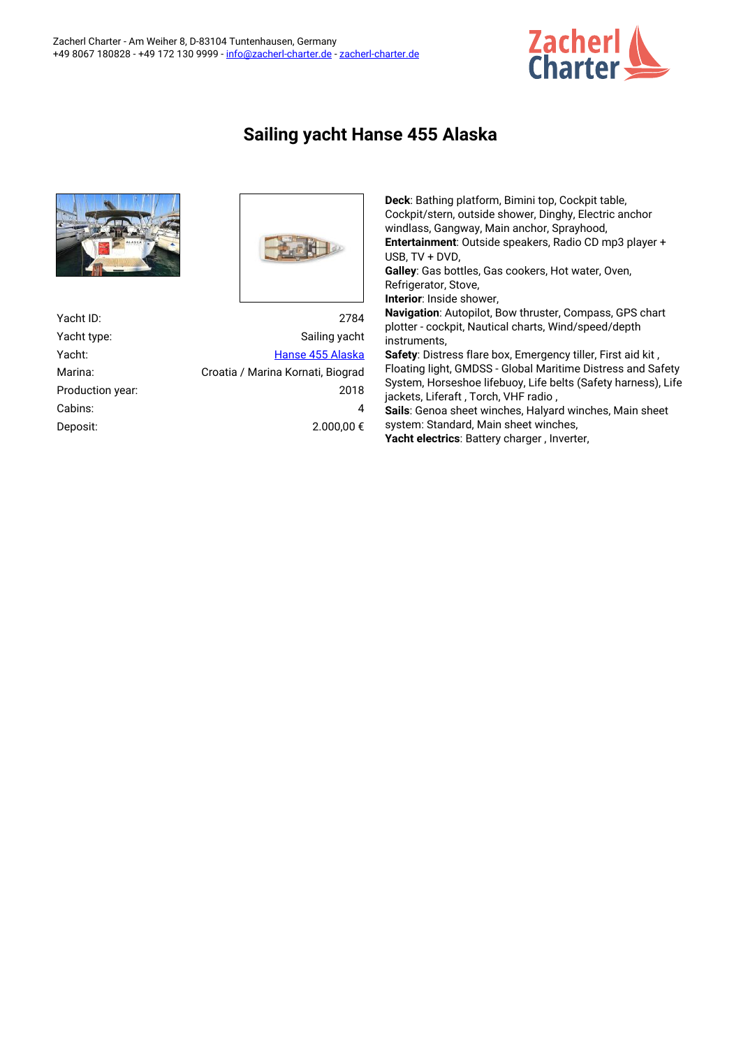Zacherl Charter - Am Weiher 8, D-83104 Tuntenhausen, Germany
+49 8067 180828 - +49 172 130 9999 - info@zacherl-charter.de - zacherl-charter.de

# Sailing yacht Hanse 455 Alaska

| | |
|---|---|
| Yacht ID: | 2784 |
| Yacht type: | Sailing yacht |
| Yacht: | Hanse 455 Alaska |
| Marina: | Croatia / Marina Kornati, Biograd |
| Production year: | 2018 |
| Cabins: | 4 |
| Deposit: | 2.000,00 € |

**Deck**: Bathing platform, Bimini top, Cockpit table, Cockpit/stern, outside shower, Dinghy, Electric anchor windlass, Gangway, Main anchor, Sprayhood,
**Entertainment**: Outside speakers, Radio CD mp3 player + USB, TV + DVD,
**Galley**: Gas bottles, Gas cookers, Hot water, Oven, Refrigerator, Stove,
**Interior**: Inside shower,
**Navigation**: Autopilot, Bow thruster, Compass, GPS chart plotter - cockpit, Nautical charts, Wind/speed/depth instruments,
**Safety**: Distress flare box, Emergency tiller, First aid kit , Floating light, GMDSS - Global Maritime Distress and Safety System, Horseshoe lifebuoy, Life belts (Safety harness), Life jackets, Liferaft , Torch, VHF radio ,
**Sails**: Genoa sheet winches, Halyard winches, Main sheet system: Standard, Main sheet winches,
**Yacht electrics**: Battery charger , Inverter,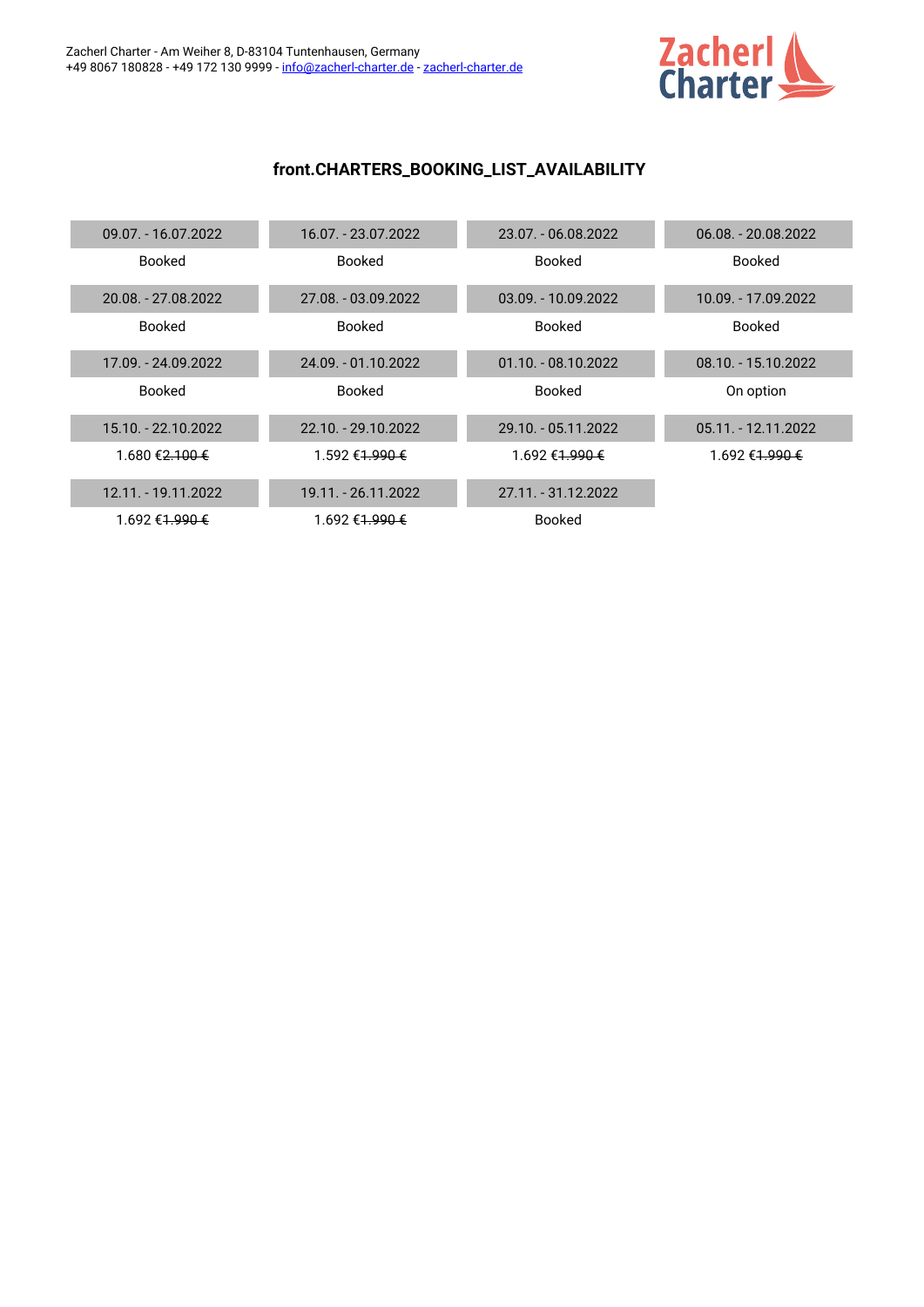Zacherl Charter - Am Weiher 8, D-83104 Tuntenhausen, Germany
+49 8067 180828 - +49 172 130 9999 - info@zacherl-charter.de - zacherl-charter.de

## front.CHARTERS_BOOKING_LIST_AVAILABILITY

| | | | |
|---|---|---|---|
| 09.07. - 16.07.2022 | 16.07. - 23.07.2022 | 23.07. - 06.08.2022 | 06.08. - 20.08.2022 |
| Booked | Booked | Booked | Booked |
| 20.08. - 27.08.2022 | 27.08. - 03.09.2022 | 03.09. - 10.09.2022 | 10.09. - 17.09.2022 |
| Booked | Booked | Booked | Booked |
| 17.09. - 24.09.2022 | 24.09. - 01.10.2022 | 01.10. - 08.10.2022 | 08.10. - 15.10.2022 |
| Booked | Booked | Booked | On option |
| 15.10. - 22.10.2022 | 22.10. - 29.10.2022 | 29.10. - 05.11.2022 | 05.11. - 12.11.2022 |
| 1.680 € ~~2.100 €~~ | 1.592 € ~~1.990 €~~ | 1.692 € ~~1.990 €~~ | 1.692 € ~~1.990 €~~ |
| 12.11. - 19.11.2022 | 19.11. - 26.11.2022 | 27.11. - 31.12.2022 | |
| 1.692 € ~~1.990 €~~ | 1.692 € ~~1.990 €~~ | Booked | |